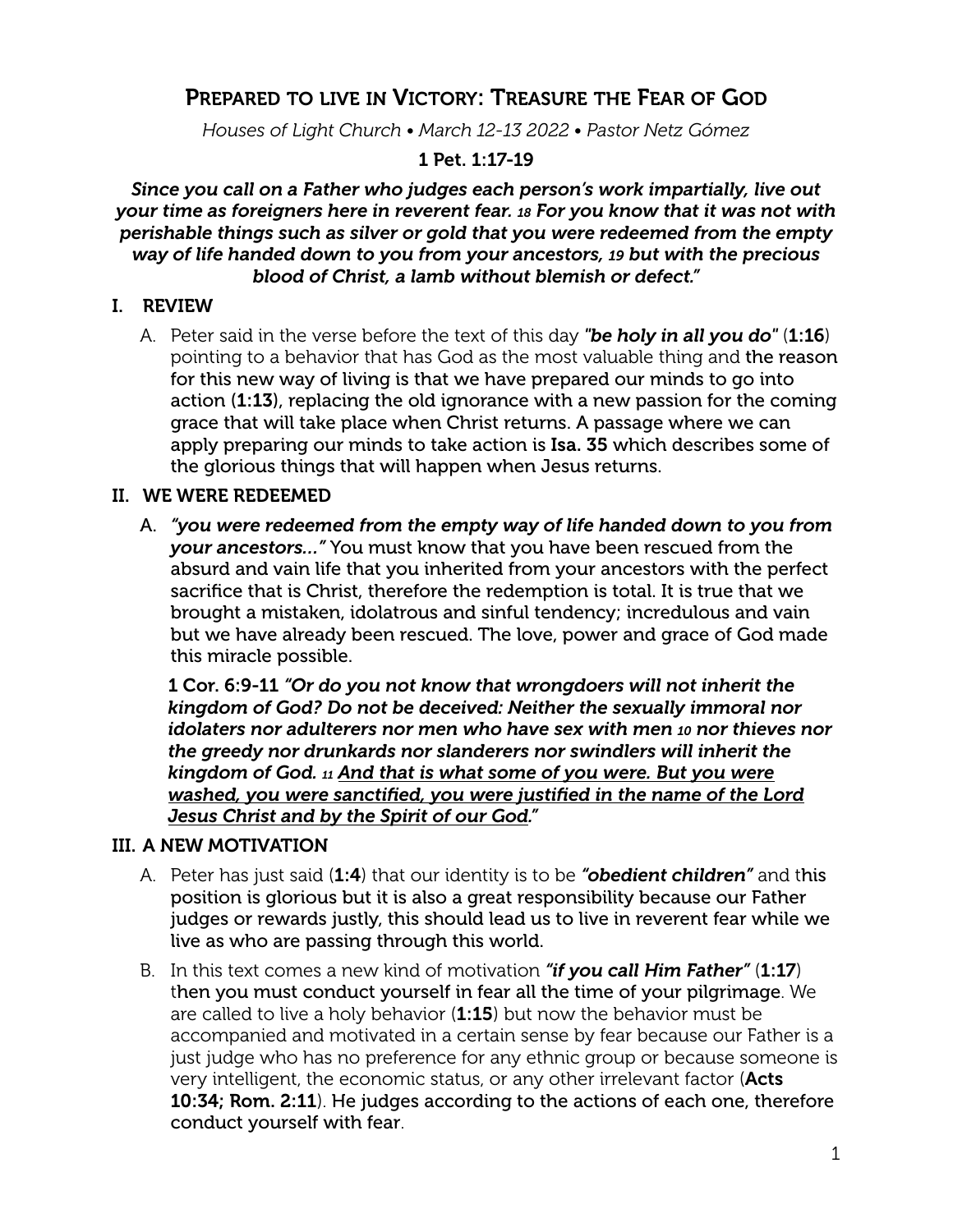# Prepared to live in Victory: Treasure the Fear of God

*Houses of Light Church • March 12-13 2022 • Pastor Netz Gómez*

**1 Pet. 1:17-19**

***Since you call on a Father who judges each person's work impartially, live out your time as foreigners here in reverent fear. 18 For you know that it was not with perishable things such as silver or gold that you were redeemed from the empty way of life handed down to you from your ancestors, 19 but with the precious blood of Christ, a lamb without blemish or defect."***

## I. REVIEW

A. Peter said in the verse before the text of this day ***"be holy in all you do"*** (**1:16**) pointing to a behavior that has God as the most valuable thing and the reason for this new way of living is that we have prepared our minds to go into action (**1:13**), replacing the old ignorance with a new passion for the coming grace that will take place when Christ returns. A passage where we can apply preparing our minds to take action is **Isa. 35** which describes some of the glorious things that will happen when Jesus returns.

## II. WE WERE REDEEMED

A. ***"you were redeemed from the empty way of life handed down to you from your ancestors..."*** You must know that you have been rescued from the absurd and vain life that you inherited from your ancestors with the perfect sacrifice that is Christ, therefore the redemption is total. It is true that we brought a mistaken, idolatrous and sinful tendency; incredulous and vain but we have already been rescued. The love, power and grace of God made this miracle possible.

**1 Cor. 6:9-11** ***"Or do you not know that wrongdoers will not inherit the kingdom of God? Do not be deceived: Neither the sexually immoral nor idolaters nor adulterers nor men who have sex with men 10 nor thieves nor the greedy nor drunkards nor slanderers nor swindlers will inherit the kingdom of God. 11 <u>And that is what some of you were. But you were washed, you were sanctified, you were justified in the name of the Lord Jesus Christ and by the Spirit of our God</u>."***

## III. A NEW MOTIVATION

A. Peter has just said (**1:4**) that our identity is to be ***"obedient children"*** and this position is glorious but it is also a great responsibility because our Father judges or rewards justly, this should lead us to live in reverent fear while we live as who are passing through this world.

B. In this text comes a new kind of motivation ***"if you call Him Father"*** (**1:17**) then you must conduct yourself in fear all the time of your pilgrimage. We are called to live a holy behavior (**1:15**) but now the behavior must be accompanied and motivated in a certain sense by fear because our Father is a just judge who has no preference for any ethnic group or because someone is very intelligent, the economic status, or any other irrelevant factor (**Acts 10:34; Rom. 2:11**). He judges according to the actions of each one, therefore conduct yourself with fear.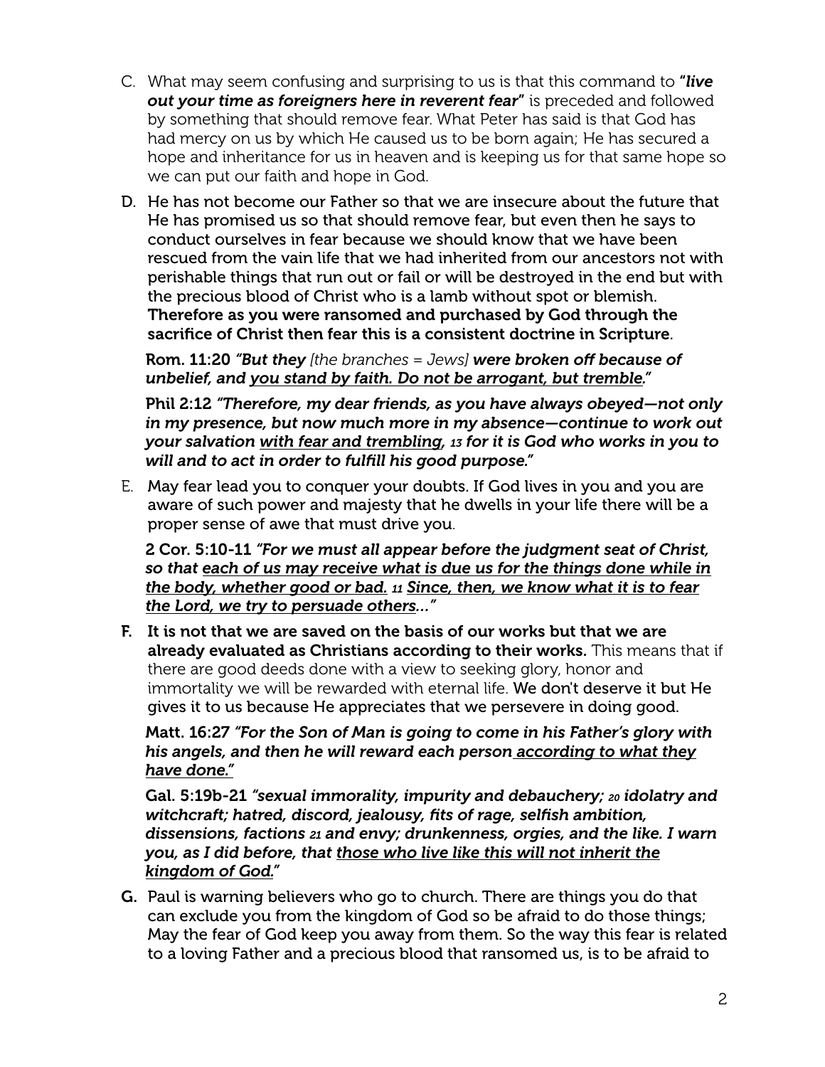C. What may seem confusing and surprising to us is that this command to ***"live out your time as foreigners here in reverent fear"*** is preceded and followed by something that should remove fear. What Peter has said is that God has had mercy on us by which He caused us to be born again; He has secured a hope and inheritance for us in heaven and is keeping us for that same hope so we can put our faith and hope in God.

D. He has not become our Father so that we are insecure about the future that He has promised us so that should remove fear, but even then he says to conduct ourselves in fear because we should know that we have been rescued from the vain life that we had inherited from our ancestors not with perishable things that run out or fail or will be destroyed in the end but with the precious blood of Christ who is a lamb without spot or blemish. **Therefore as you were ransomed and purchased by God through the sacrifice of Christ then fear this is a consistent doctrine in Scripture**.

   **Rom. 11:20** ***"But they*** *[the branches = Jews]* ***were broken off because of unbelief, and <u>you stand by faith. Do not be arrogant, but tremble</u>."***

   **Phil 2:12** ***"Therefore, my dear friends, as you have always obeyed—not only in my presence, but now much more in my absence—continue to work out your salvation <u>with fear and trembling</u>, 13 for it is God who works in you to will and to act in order to fulfill his good purpose."***

E. May fear lead you to conquer your doubts. If God lives in you and you are aware of such power and majesty that he dwells in your life there will be a proper sense of awe that must drive you.

   **2 Cor. 5:10-11** ***"For we must all appear before the judgment seat of Christ, so that <u>each of us may receive what is due us for the things done while in the body, whether good or bad.</u> 11 <u>Since, then, we know what it is to fear the Lord, we try to persuade others</u>..."***

F. **It is not that we are saved on the basis of our works but that we are already evaluated as Christians according to their works.** This means that if there are good deeds done with a view to seeking glory, honor and immortality we will be rewarded with eternal life. We don't deserve it but He gives it to us because He appreciates that we persevere in doing good.

   **Matt. 16:27** ***"For the Son of Man is going to come in his Father's glory with his angels, and then he will reward each person <u>according to what they have done</u>."***

   **Gal. 5:19b-21** ***"sexual immorality, impurity and debauchery; 20 idolatry and witchcraft; hatred, discord, jealousy, fits of rage, selfish ambition, dissensions, factions 21 and envy; drunkenness, orgies, and the like. I warn you, as I did before, that <u>those who live like this will not inherit the kingdom of God</u>."***

G. Paul is warning believers who go to church. There are things you do that can exclude you from the kingdom of God so be afraid to do those things; May the fear of God keep you away from them. So the way this fear is related to a loving Father and a precious blood that ransomed us, is to be afraid to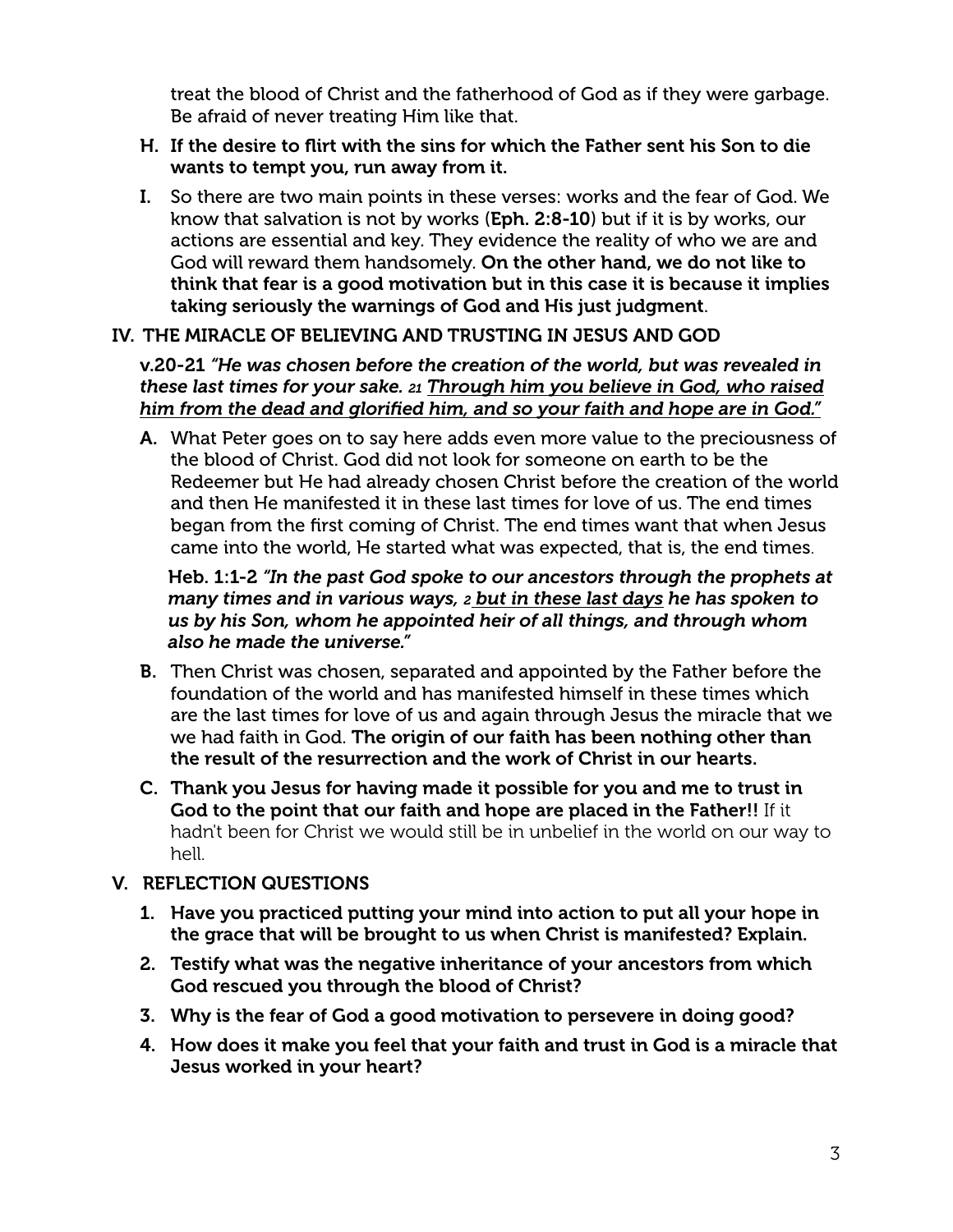treat the blood of Christ and the fatherhood of God as if they were garbage. Be afraid of never treating Him like that.

H. **If the desire to flirt with the sins for which the Father sent his Son to die wants to tempt you, run away from it.**

I. So there are two main points in these verses: works and the fear of God. We know that salvation is not by works (**Eph. 2:8-10**) but if it is by works, our actions are essential and key. They evidence the reality of who we are and God will reward them handsomely. **On the other hand, we do not like to think that fear is a good motivation but in this case it is because it implies taking seriously the warnings of God and His just judgment**.

## IV. THE MIRACLE OF BELIEVING AND TRUSTING IN JESUS AND GOD

**v.20-21** ***"He was chosen before the creation of the world, but was revealed in these last times for your sake.*** ***21*** ***<u>Through him you believe in God, who raised him from the dead and glorified him, and so your faith and hope are in God."</u>***

A. What Peter goes on to say here adds even more value to the preciousness of the blood of Christ. God did not look for someone on earth to be the Redeemer but He had already chosen Christ before the creation of the world and then He manifested it in these last times for love of us. The end times began from the first coming of Christ. The end times want that when Jesus came into the world, He started what was expected, that is, the end times.

**Heb. 1:1-2** ***"In the past God spoke to our ancestors through the prophets at many times and in various ways,*** ***2*** ***<u>but in these last days</u> he has spoken to us by his Son, whom he appointed heir of all things, and through whom also he made the universe."***

B. Then Christ was chosen, separated and appointed by the Father before the foundation of the world and has manifested himself in these times which are the last times for love of us and again through Jesus the miracle that we we had faith in God. **The origin of our faith has been nothing other than the result of the resurrection and the work of Christ in our hearts.**

C. **Thank you Jesus for having made it possible for you and me to trust in God to the point that our faith and hope are placed in the Father!!** If it hadn't been for Christ we would still be in unbelief in the world on our way to hell.

## V. REFLECTION QUESTIONS

1. **Have you practiced putting your mind into action to put all your hope in the grace that will be brought to us when Christ is manifested? Explain.**
2. **Testify what was the negative inheritance of your ancestors from which God rescued you through the blood of Christ?**
3. **Why is the fear of God a good motivation to persevere in doing good?**
4. **How does it make you feel that your faith and trust in God is a miracle that Jesus worked in your heart?**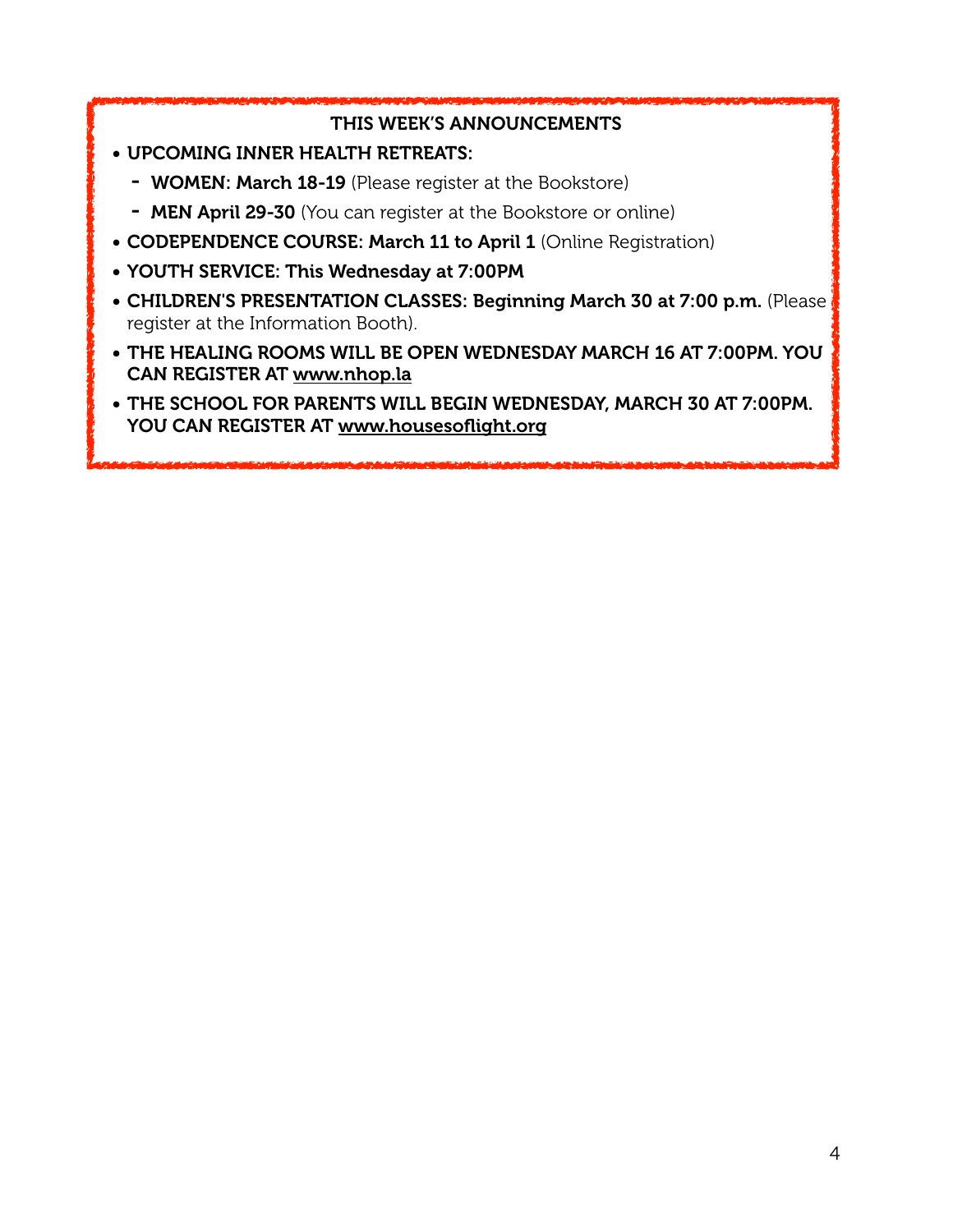## THIS WEEK'S ANNOUNCEMENTS

- **UPCOMING INNER HEALTH RETREATS:**
  - **WOMEN: March 18-19** (Please register at the Bookstore)
  - **MEN April 29-30** (You can register at the Bookstore or online)
- **CODEPENDENCE COURSE: March 11 to April 1** (Online Registration)
- **YOUTH SERVICE: This Wednesday at 7:00PM**
- **CHILDREN'S PRESENTATION CLASSES: Beginning March 30 at 7:00 p.m.** (Please register at the Information Booth).
- **THE HEALING ROOMS WILL BE OPEN WEDNESDAY MARCH 16 AT 7:00PM. YOU CAN REGISTER AT www.nhop.la**
- **THE SCHOOL FOR PARENTS WILL BEGIN WEDNESDAY, MARCH 30 AT 7:00PM. YOU CAN REGISTER AT www.housesoflight.org**